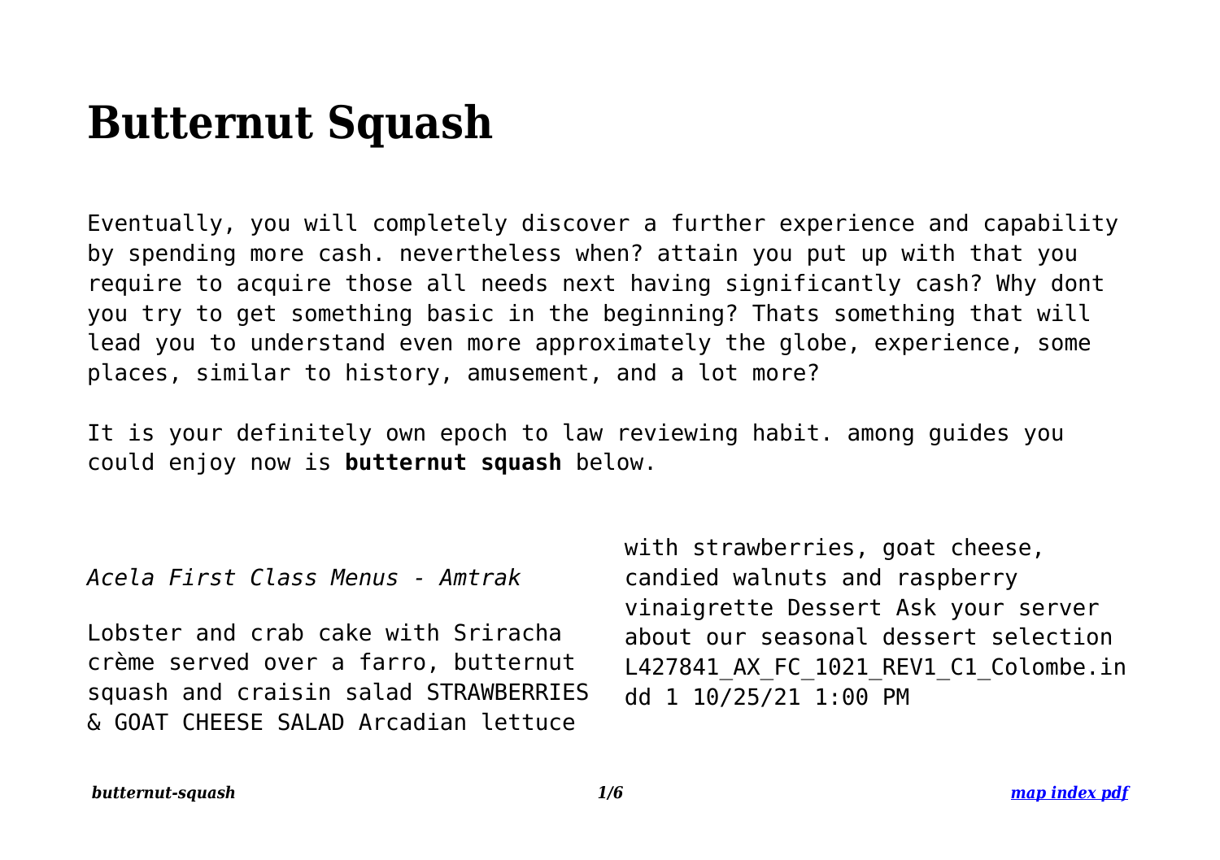# Butternut Squash

Eventually, you will completely discover a further experience and capability by spending more cash. nevertheless when? attain you put up with that you require to acquire those all needs next having significantly cash? Why dont you try to get something basic in the beginning? Thats something that will lead you to understand even more approximately the globe, experience, some places, similar to history, amusement, and a lot more?

It is your definitely own epoch to law reviewing habit. among guides you could enjoy now is **butternut squash** below.

*Acela First Class Menus - Amtrak*

Lobster and crab cake with Sriracha crème served over a farro, butternut squash and craisin salad STRAWBERRIES & GOAT CHEESE SALAD Arcadian lettuce with strawberries, goat cheese, candied walnuts and raspberry vinaigrette Dessert Ask your server about our seasonal dessert selection L427841_AX_FC_1021_REV1_C1_Colombe.indd 1 10/25/21 1:00 PM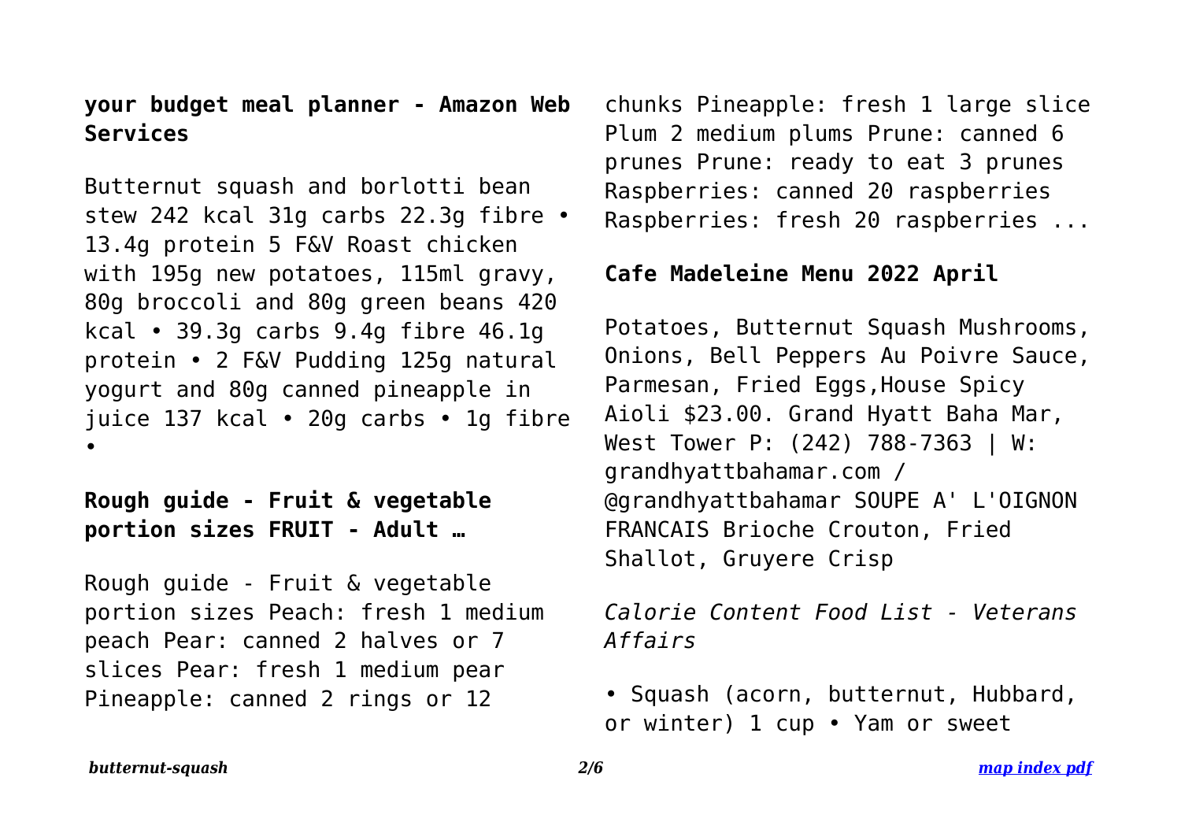**your budget meal planner - Amazon Web Services**

Butternut squash and borlotti bean stew 242 kcal 31g carbs 22.3g fibre • 13.4g protein 5 F&V Roast chicken with 195g new potatoes, 115ml gravy, 80g broccoli and 80g green beans 420 kcal • 39.3g carbs 9.4g fibre 46.1g protein • 2 F&V Pudding 125g natural yogurt and 80g canned pineapple in juice 137 kcal • 20g carbs • 1g fibre •

**Rough guide - Fruit & vegetable portion sizes FRUIT - Adult …**

Rough guide - Fruit & vegetable portion sizes Peach: fresh 1 medium peach Pear: canned 2 halves or 7 slices Pear: fresh 1 medium pear Pineapple: canned 2 rings or 12 chunks Pineapple: fresh 1 large slice Plum 2 medium plums Prune: canned 6 prunes Prune: ready to eat 3 prunes Raspberries: canned 20 raspberries Raspberries: fresh 20 raspberries ...

**Cafe Madeleine Menu 2022 April**

Potatoes, Butternut Squash Mushrooms, Onions, Bell Peppers Au Poivre Sauce, Parmesan, Fried Eggs,House Spicy Aioli $23.00. Grand Hyatt Baha Mar, West Tower P: (242) 788-7363 | W: grandhyattbahamar.com / @grandhyattbahamar SOUPE A' L'OIGNON FRANCAIS Brioche Crouton, Fried Shallot, Gruyere Crisp

*Calorie Content Food List - Veterans Affairs*

• Squash (acorn, butternut, Hubbard, or winter) 1 cup • Yam or sweet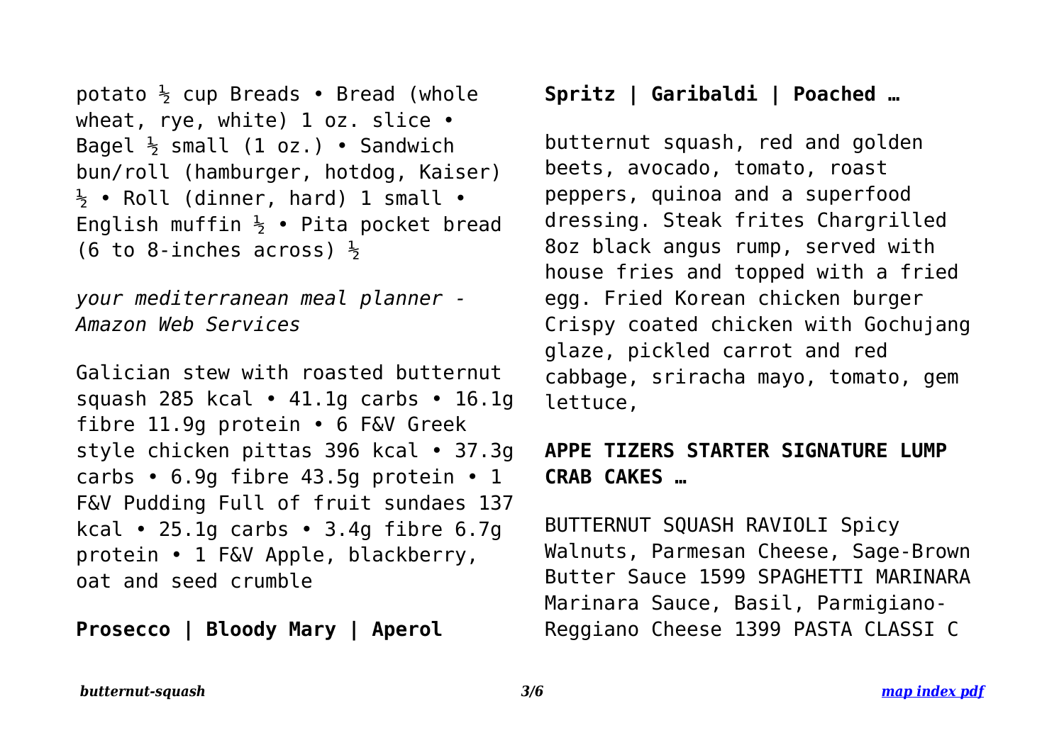potato ½ cup Breads • Bread (whole wheat, rye, white) 1 oz. slice • Bagel ½ small (1 oz.) • Sandwich bun/roll (hamburger, hotdog, Kaiser) ½ • Roll (dinner, hard) 1 small • English muffin ½ • Pita pocket bread (6 to 8-inches across) ½

*your mediterranean meal planner - Amazon Web Services*

Galician stew with roasted butternut squash 285 kcal • 41.1g carbs • 16.1g fibre 11.9g protein • 6 F&V Greek style chicken pittas 396 kcal • 37.3g carbs • 6.9g fibre 43.5g protein • 1 F&V Pudding Full of fruit sundaes 137 kcal • 25.1g carbs • 3.4g fibre 6.7g protein • 1 F&V Apple, blackberry, oat and seed crumble

**Prosecco | Bloody Mary | Aperol Spritz | Garibaldi | Poached …**

butternut squash, red and golden beets, avocado, tomato, roast peppers, quinoa and a superfood dressing. Steak frites Chargrilled 8oz black angus rump, served with house fries and topped with a fried egg. Fried Korean chicken burger Crispy coated chicken with Gochujang glaze, pickled carrot and red cabbage, sriracha mayo, tomato, gem lettuce,

**APPE TIZERS STARTER SIGNATURE LUMP CRAB CAKES …**

BUTTERNUT SQUASH RAVIOLI Spicy Walnuts, Parmesan Cheese, Sage-Brown Butter Sauce 1599 SPAGHETTI MARINARA Marinara Sauce, Basil, Parmigiano-Reggiano Cheese 1399 PASTA CLASSI C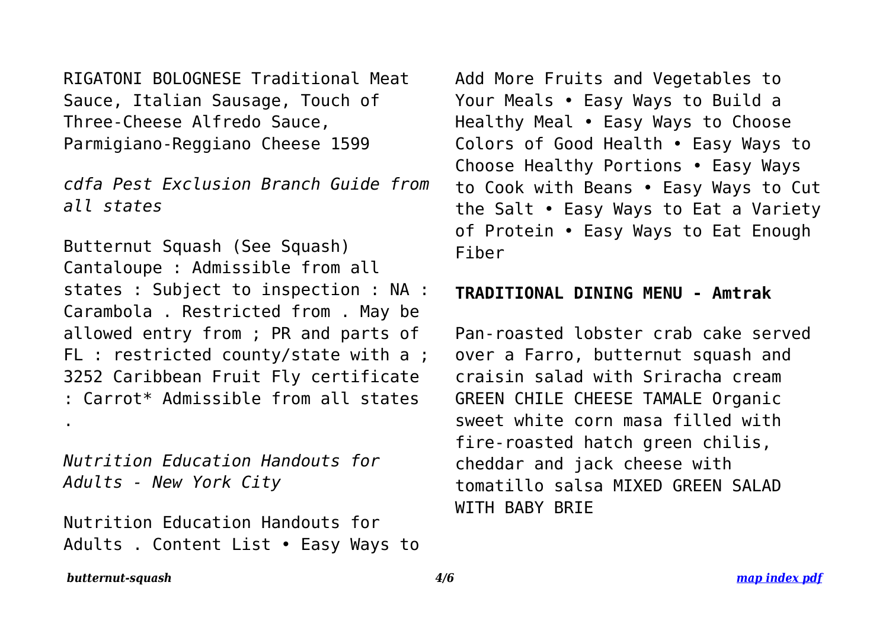RIGATONI BOLOGNESE Traditional Meat Sauce, Italian Sausage, Touch of Three-Cheese Alfredo Sauce, Parmigiano-Reggiano Cheese 1599

*cdfa Pest Exclusion Branch Guide from all states*

Butternut Squash (See Squash) Cantaloupe : Admissible from all states : Subject to inspection : NA : Carambola . Restricted from . May be allowed entry from ; PR and parts of FL : restricted county/state with a ; 3252 Caribbean Fruit Fly certificate : Carrot* Admissible from all states .

*Nutrition Education Handouts for Adults - New York City*

Nutrition Education Handouts for Adults . Content List • Easy Ways to Add More Fruits and Vegetables to Your Meals • Easy Ways to Build a Healthy Meal • Easy Ways to Choose Colors of Good Health • Easy Ways to Choose Healthy Portions • Easy Ways to Cook with Beans • Easy Ways to Cut the Salt • Easy Ways to Eat a Variety of Protein • Easy Ways to Eat Enough Fiber

**TRADITIONAL DINING MENU - Amtrak**

Pan-roasted lobster crab cake served over a Farro, butternut squash and craisin salad with Sriracha cream GREEN CHILE CHEESE TAMALE Organic sweet white corn masa filled with fire-roasted hatch green chilis, cheddar and jack cheese with tomatillo salsa MIXED GREEN SALAD WITH BABY BRIE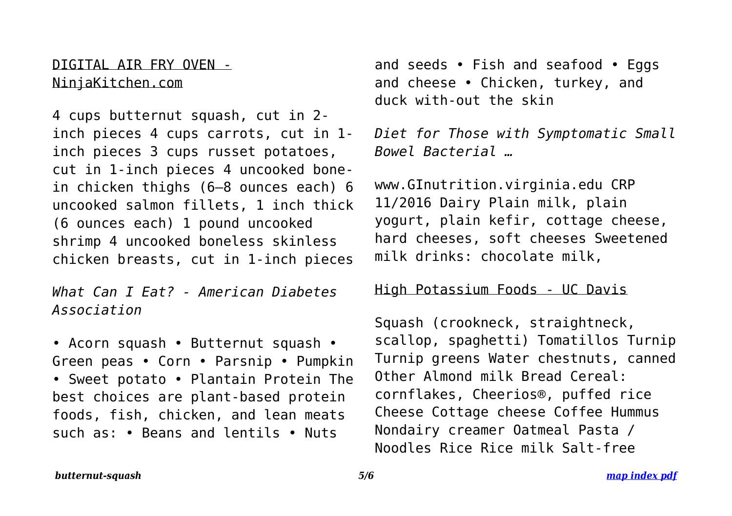## DIGITAL AIR FRY OVEN - NinjaKitchen.com

4 cups butternut squash, cut in 2-inch pieces 4 cups carrots, cut in 1-inch pieces 3 cups russet potatoes, cut in 1-inch pieces 4 uncooked bone-in chicken thighs (6–8 ounces each) 6 uncooked salmon fillets, 1 inch thick (6 ounces each) 1 pound uncooked shrimp 4 uncooked boneless skinless chicken breasts, cut in 1-inch pieces

*What Can I Eat? - American Diabetes Association*

• Acorn squash • Butternut squash • Green peas • Corn • Parsnip • Pumpkin • Sweet potato • Plantain Protein The best choices are plant-based protein foods, fish, chicken, and lean meats such as: • Beans and lentils • Nuts and seeds • Fish and seafood • Eggs and cheese • Chicken, turkey, and duck with-out the skin

*Diet for Those with Symptomatic Small Bowel Bacterial …*

www.GInutrition.virginia.edu CRP 11/2016 Dairy Plain milk, plain yogurt, plain kefir, cottage cheese, hard cheeses, soft cheeses Sweetened milk drinks: chocolate milk,

## High Potassium Foods - UC Davis

Squash (crookneck, straightneck, scallop, spaghetti) Tomatillos Turnip Turnip greens Water chestnuts, canned Other Almond milk Bread Cereal: cornflakes, Cheerios®, puffed rice Cheese Cottage cheese Coffee Hummus Nondairy creamer Oatmeal Pasta / Noodles Rice Rice milk Salt-free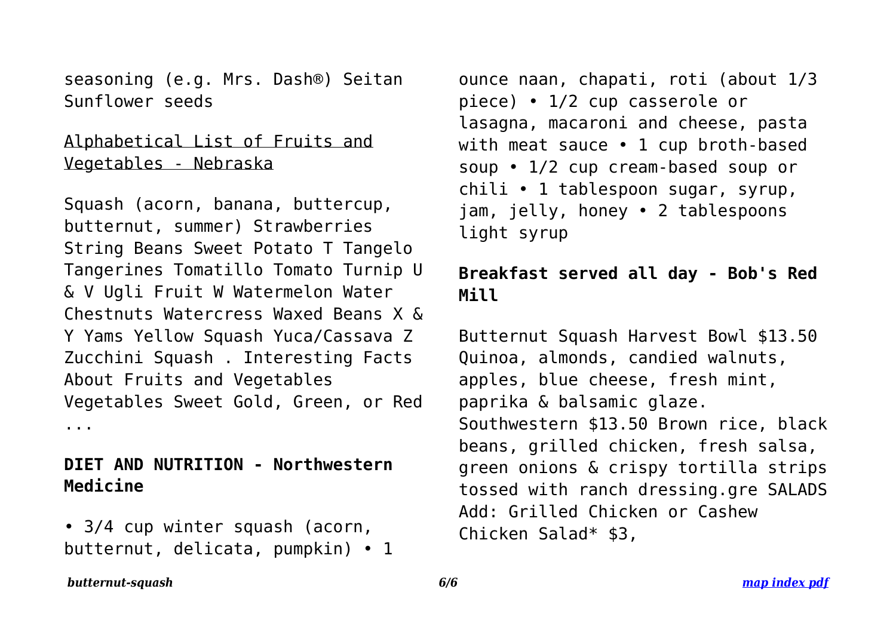seasoning (e.g. Mrs. Dash®) Seitan Sunflower seeds

Alphabetical List of Fruits and Vegetables - Nebraska

Squash (acorn, banana, buttercup, butternut, summer) Strawberries String Beans Sweet Potato T Tangelo Tangerines Tomatillo Tomato Turnip U & V Ugli Fruit W Watermelon Water Chestnuts Watercress Waxed Beans X & Y Yams Yellow Squash Yuca/Cassava Z Zucchini Squash . Interesting Facts About Fruits and Vegetables Vegetables Sweet Gold, Green, or Red ...

**DIET AND NUTRITION - Northwestern Medicine**

• 3/4 cup winter squash (acorn, butternut, delicata, pumpkin) • 1 ounce naan, chapati, roti (about 1/3 piece) • 1/2 cup casserole or lasagna, macaroni and cheese, pasta with meat sauce • 1 cup broth-based soup • 1/2 cup cream-based soup or chili • 1 tablespoon sugar, syrup, jam, jelly, honey • 2 tablespoons light syrup

**Breakfast served all day - Bob's Red Mill**

Butternut Squash Harvest Bowl $13.50 Quinoa, almonds, candied walnuts, apples, blue cheese, fresh mint, paprika & balsamic glaze. Southwestern $13.50 Brown rice, black beans, grilled chicken, fresh salsa, green onions & crispy tortilla strips tossed with ranch dressing.gre SALADS Add: Grilled Chicken or Cashew Chicken Salad* $3,